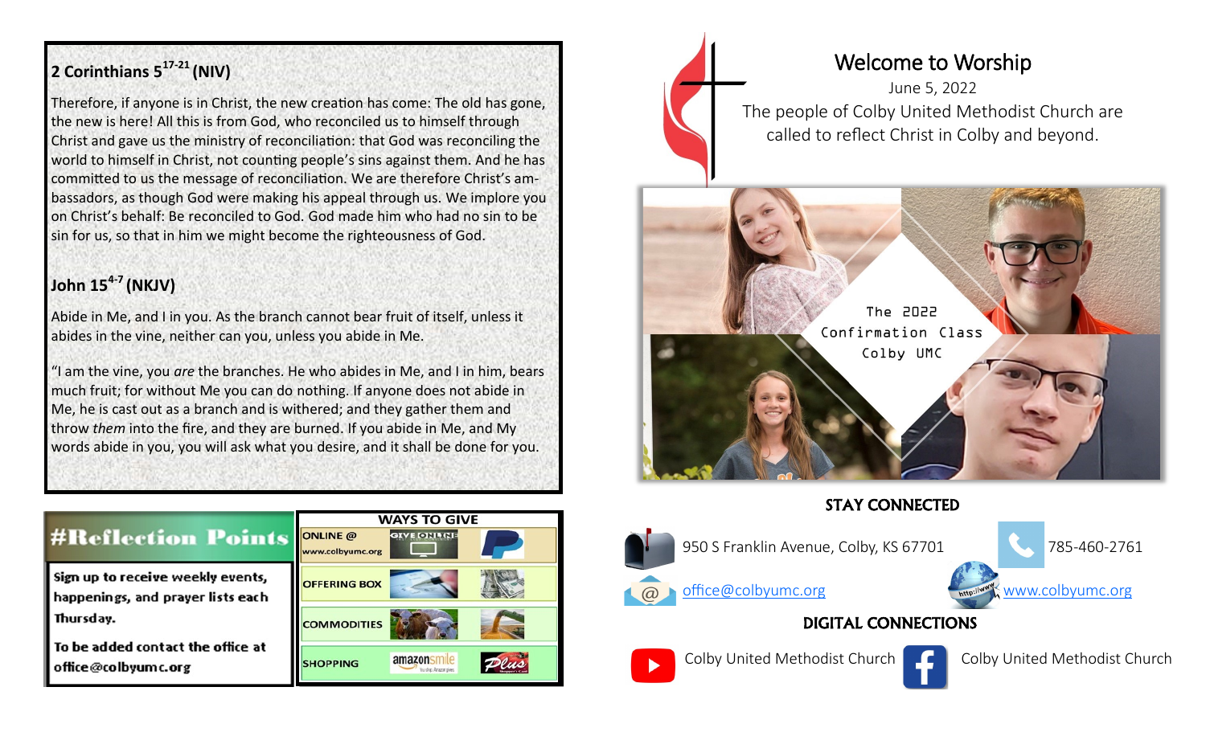## 2 Corinthians 5[17-21] (NIV)

Therefore, if anyone is in Christ, the new creation has come: The old has gone, the new is here! All this is from God, who reconciled us to himself through Christ and gave us the ministry of reconciliation: that God was reconciling the world to himself in Christ, not counting people's sins against them. And he has committed to us the message of reconciliation. We are therefore Christ's ambassadors, as though God were making his appeal through us. We implore you on Christ's behalf: Be reconciled to God. God made him who had no sin to be sin for us, so that in him we might become the righteousness of God.

## John 15[4-7] (NKJV)

Abide in Me, and I in you. As the branch cannot bear fruit of itself, unless it abides in the vine, neither can you, unless you abide in Me.

"I am the vine, you *are* the branches. He who abides in Me, and I in him, bears much fruit; for without Me you can do nothing. If anyone does not abide in Me, he is cast out as a branch and is withered; and they gather them and throw *them* into the fire, and they are burned. If you abide in Me, and My words abide in you, you will ask what you desire, and it shall be done for you.

## #Reflection Points

**Sign up to receive weekly events, happenings, and prayer lists each Thursday.**

**To be added contact the office at office@colbyumc.org**

## WAYS TO GIVE

| | |
|---|---|
| ONLINE @ www.colbyumc.org | GIVE ONLINE / PayPal |
| OFFERING BOX | |
| COMMODITIES | |
| SHOPPING | amazonsmile / Plus |

# Welcome to Worship

June 5, 2022

The people of Colby United Methodist Church are called to reflect Christ in Colby and beyond.

The 2022 Confirmation Class
Colby UMC

## STAY CONNECTED

950 S Franklin Avenue, Colby, KS 67701

785-460-2761

office@colbyumc.org

www.colbyumc.org

## DIGITAL CONNECTIONS

YouTube: Colby United Methodist Church

Facebook: Colby United Methodist Church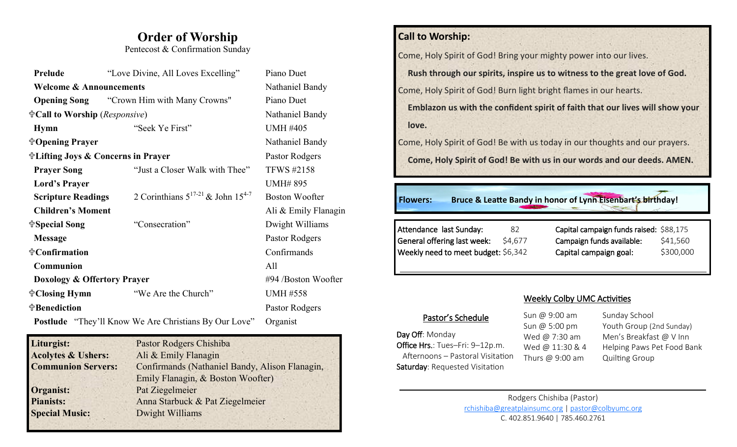# Order of Worship

Pentecost & Confirmation Sunday

| | | |
|---|---|---|
| **Prelude** | "Love Divine, All Loves Excelling" | Piano Duet |
| **Welcome & Announcements** | | Nathaniel Bandy |
| **Opening Song** | "Crown Him with Many Crowns" | Piano Duet |
| ♰**Call to Worship** (*Responsive*) | | Nathaniel Bandy |
| **Hymn** | "Seek Ye First" | UMH #405 |
| ♰**Opening Prayer** | | Nathaniel Bandy |
| ♰**Lifting Joys & Concerns in Prayer** | | Pastor Rodgers |
| **Prayer Song** | "Just a Closer Walk with Thee" | TFWS #2158 |
| **Lord's Prayer** | | UMH# 895 |
| **Scripture Readings** | 2 Corinthians $5^{17-21}$ & John $15^{4-7}$ | Boston Woofter |
| **Children's Moment** | | Ali & Emily Flanagin |
| ♰**Special Song** | "Consecration" | Dwight Williams |
| **Message** | | Pastor Rodgers |
| ♰**Confirmation** | | Confirmands |
| **Communion** | | All |
| **Doxology & Offertory Prayer** | | #94 /Boston Woofter |
| ♰**Closing Hymn** | "We Are the Church" | UMH #558 |
| ♰**Benediction** | | Pastor Rodgers |
| **Postlude** | "They'll Know We Are Christians By Our Love" | Organist |

| | |
|---|---|
| **Liturgist:** | Pastor Rodgers Chishiba |
| **Acolytes & Ushers:** | Ali & Emily Flanagin |
| **Communion Servers:** | Confirmands (Nathaniel Bandy, Alison Flanagin, Emily Flanagin, & Boston Woofter) |
| **Organist:** | Pat Ziegelmeier |
| **Pianists:** | Anna Starbuck & Pat Ziegelmeier |
| **Special Music:** | Dwight Williams |

## Call to Worship:

Come, Holy Spirit of God! Bring your mighty power into our lives.

**Rush through our spirits, inspire us to witness to the great love of God.**

Come, Holy Spirit of God! Burn light bright flames in our hearts.

**Emblazon us with the confident spirit of faith that our lives will show your love.**

Come, Holy Spirit of God! Be with us today in our thoughts and our prayers.

**Come, Holy Spirit of God! Be with us in our words and our deeds. AMEN.**

**Flowers:** **Bruce & Leatte Bandy in honor of Lynn Eisenbart's birthday!**

| | | | |
|---|---|---|---|
| Attendance last Sunday: | 82 | Capital campaign funds raised: | $88,175 |
| General offering last week: | $4,677 | Campaign funds available: | $41,560 |
| Weekly need to meet budget: | $6,342 | Capital campaign goal: | $300,000 |

## Pastor's Schedule

**Day Off**: Monday
**Office Hrs.**: Tues–Fri: 9–12p.m.
Afternoons – Pastoral Visitation
**Saturday**: Requested Visitation

## Weekly Colby UMC Activities

| | |
|---|---|
| Sun @ 9:00 am | Sunday School |
| Sun @ 5:00 pm | Youth Group (2nd Sunday) |
| Wed @ 7:30 am | Men's Breakfast @ V Inn |
| Wed @ 11:30 & 4 | Helping Paws Pet Food Bank |
| Thurs @ 9:00 am | Quilting Group |

Rodgers Chishiba (Pastor)
rchishiba@greatplainsumc.org | pastor@colbyumc.org
C. 402.851.9640 | 785.460.2761